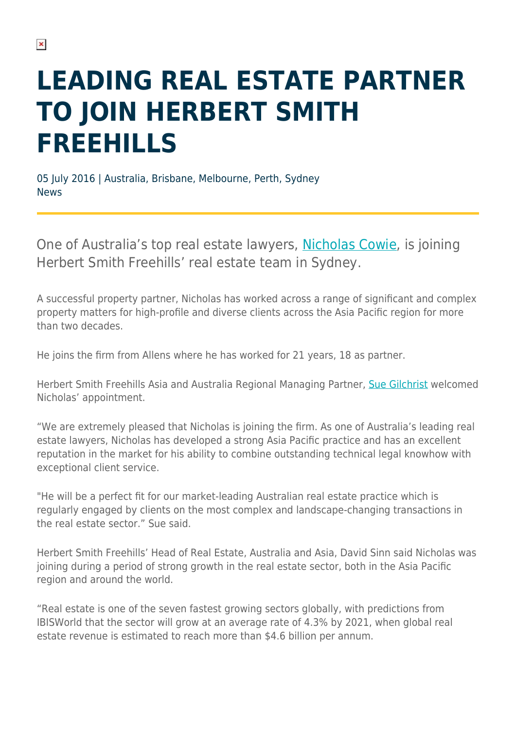# LEADING REAL ESTATE PARTNER TO JOIN HERBERT SMITH FREEHILLS

05 July 2016 | Australia, Brisbane, Melbourne, Perth, Sydney
News

One of Australia's top real estate lawyers, Nicholas Cowie, is joining Herbert Smith Freehills' real estate team in Sydney.

A successful property partner, Nicholas has worked across a range of significant and complex property matters for high-profile and diverse clients across the Asia Pacific region for more than two decades.

He joins the firm from Allens where he has worked for 21 years, 18 as partner.

Herbert Smith Freehills Asia and Australia Regional Managing Partner, Sue Gilchrist welcomed Nicholas' appointment.

"We are extremely pleased that Nicholas is joining the firm. As one of Australia's leading real estate lawyers, Nicholas has developed a strong Asia Pacific practice and has an excellent reputation in the market for his ability to combine outstanding technical legal knowhow with exceptional client service.

"He will be a perfect fit for our market-leading Australian real estate practice which is regularly engaged by clients on the most complex and landscape-changing transactions in the real estate sector." Sue said.

Herbert Smith Freehills' Head of Real Estate, Australia and Asia, David Sinn said Nicholas was joining during a period of strong growth in the real estate sector, both in the Asia Pacific region and around the world.

"Real estate is one of the seven fastest growing sectors globally, with predictions from IBISWorld that the sector will grow at an average rate of 4.3% by 2021, when global real estate revenue is estimated to reach more than $4.6 billion per annum.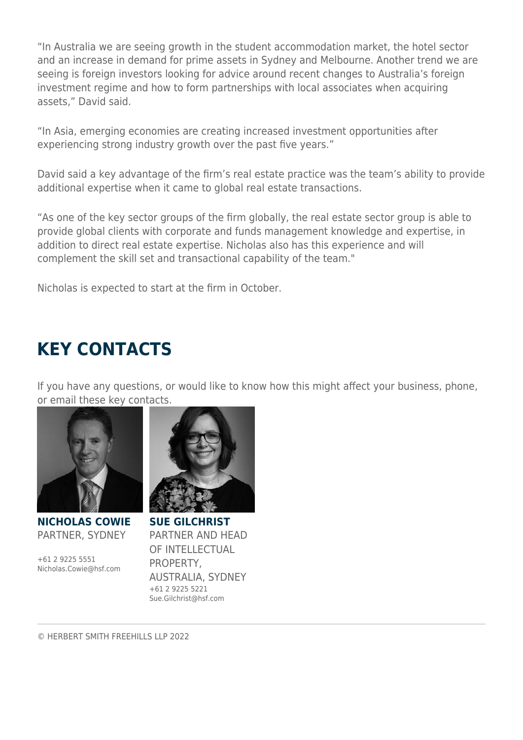"In Australia we are seeing growth in the student accommodation market, the hotel sector and an increase in demand for prime assets in Sydney and Melbourne. Another trend we are seeing is foreign investors looking for advice around recent changes to Australia's foreign investment regime and how to form partnerships with local associates when acquiring assets," David said.

"In Asia, emerging economies are creating increased investment opportunities after experiencing strong industry growth over the past five years."

David said a key advantage of the firm's real estate practice was the team's ability to provide additional expertise when it came to global real estate transactions.

"As one of the key sector groups of the firm globally, the real estate sector group is able to provide global clients with corporate and funds management knowledge and expertise, in addition to direct real estate expertise. Nicholas also has this experience and will complement the skill set and transactional capability of the team."

Nicholas is expected to start at the firm in October.

## KEY CONTACTS

If you have any questions, or would like to know how this might affect your business, phone, or email these key contacts.

**NICHOLAS COWIE**
PARTNER, SYDNEY

+61 2 9225 5551
Nicholas.Cowie@hsf.com

**SUE GILCHRIST**
PARTNER AND HEAD OF INTELLECTUAL PROPERTY, AUSTRALIA, SYDNEY
+61 2 9225 5221
Sue.Gilchrist@hsf.com

© HERBERT SMITH FREEHILLS LLP 2022